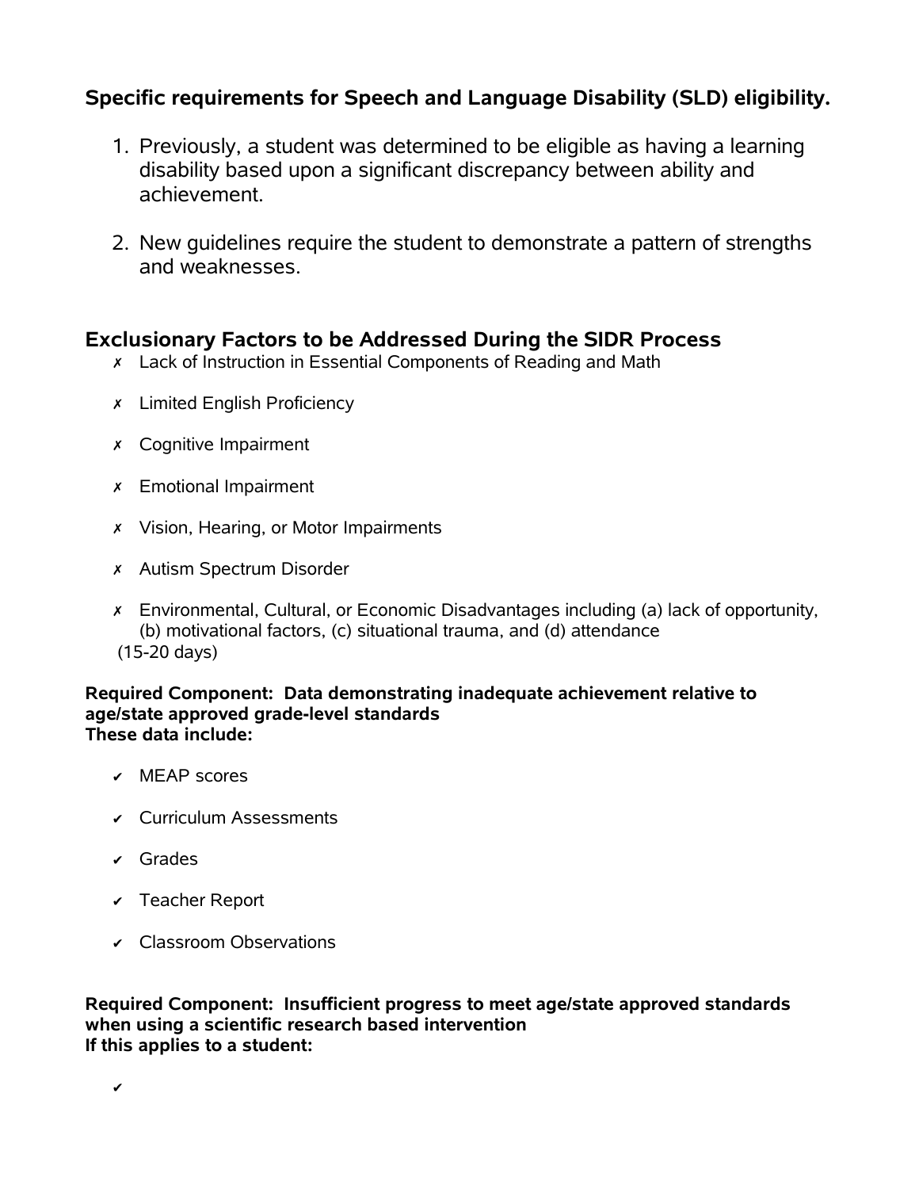## Specific requirements for Speech and Language Disability (SLD) eligibility.

1. Previously, a student was determined to be eligible as having a learning disability based upon a significant discrepancy between ability and achievement.

2. New guidelines require the student to demonstrate a pattern of strengths and weaknesses.

## Exclusionary Factors to be Addressed During the SIDR Process

- ✗ Lack of Instruction in Essential Components of Reading and Math
- ✗ Limited English Proficiency
- ✗ Cognitive Impairment
- ✗ Emotional Impairment
- ✗ Vision, Hearing, or Motor Impairments
- ✗ Autism Spectrum Disorder
- ✗ Environmental, Cultural, or Economic Disadvantages including (a) lack of opportunity, (b) motivational factors, (c) situational trauma, and (d) attendance (15-20 days)

**Required Component: Data demonstrating inadequate achievement relative to age/state approved grade-level standards**
**These data include:**

- ✔ MEAP scores
- ✔ Curriculum Assessments
- ✔ Grades
- ✔ Teacher Report
- ✔ Classroom Observations

**Required Component: Insufficient progress to meet age/state approved standards when using a scientific research based intervention**
**If this applies to a student:**

- ✔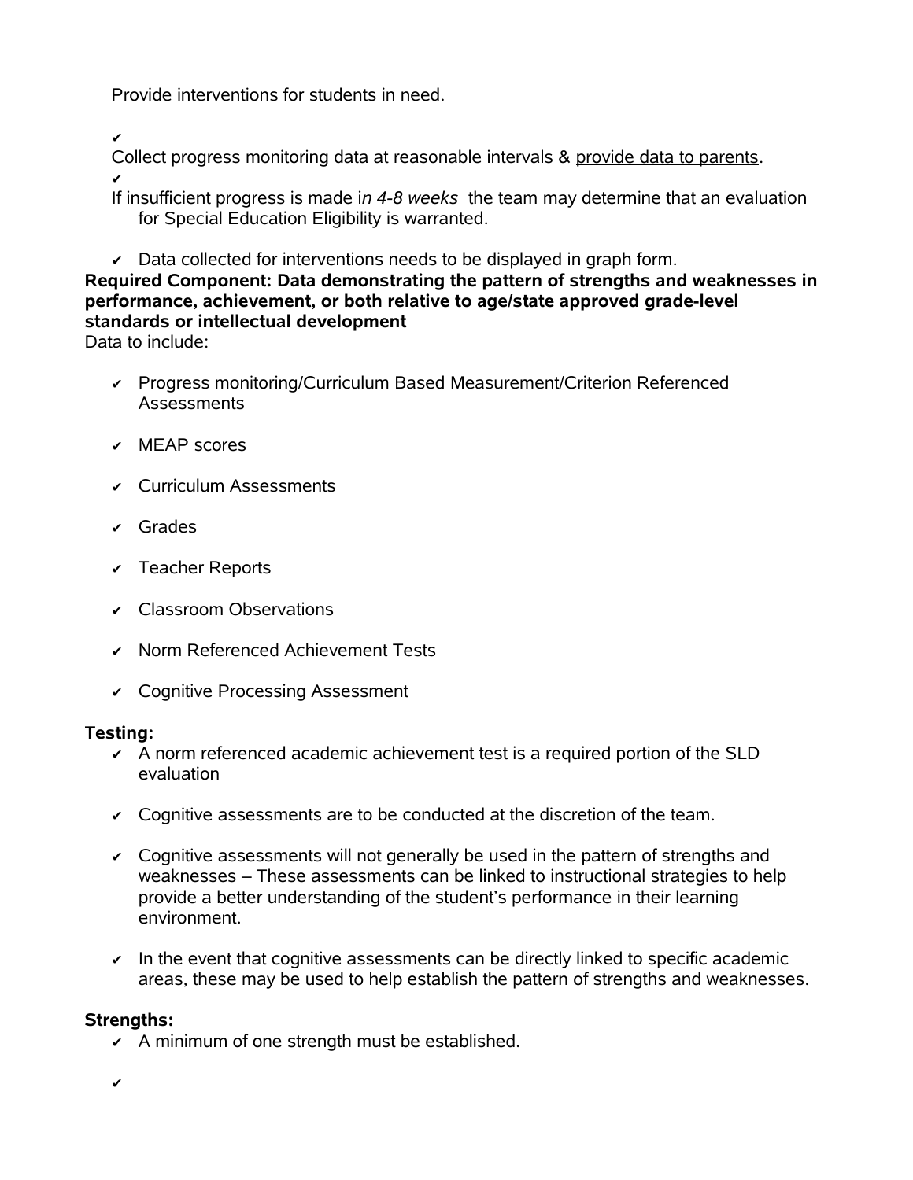Provide interventions for students in need.

- Collect progress monitoring data at reasonable intervals & <u>provide data to parents</u>.
- If insufficient progress is made i*n 4-8 weeks* the team may determine that an evaluation for Special Education Eligibility is warranted.
- Data collected for interventions needs to be displayed in graph form.

**Required Component: Data demonstrating the pattern of strengths and weaknesses in performance, achievement, or both relative to age/state approved grade-level standards or intellectual development**

Data to include:

- Progress monitoring/Curriculum Based Measurement/Criterion Referenced Assessments
- MEAP scores
- Curriculum Assessments
- Grades
- Teacher Reports
- Classroom Observations
- Norm Referenced Achievement Tests
- Cognitive Processing Assessment

**Testing:**

- A norm referenced academic achievement test is a required portion of the SLD evaluation
- Cognitive assessments are to be conducted at the discretion of the team.
- Cognitive assessments will not generally be used in the pattern of strengths and weaknesses – These assessments can be linked to instructional strategies to help provide a better understanding of the student's performance in their learning environment.
- In the event that cognitive assessments can be directly linked to specific academic areas, these may be used to help establish the pattern of strengths and weaknesses.

**Strengths:**

- A minimum of one strength must be established.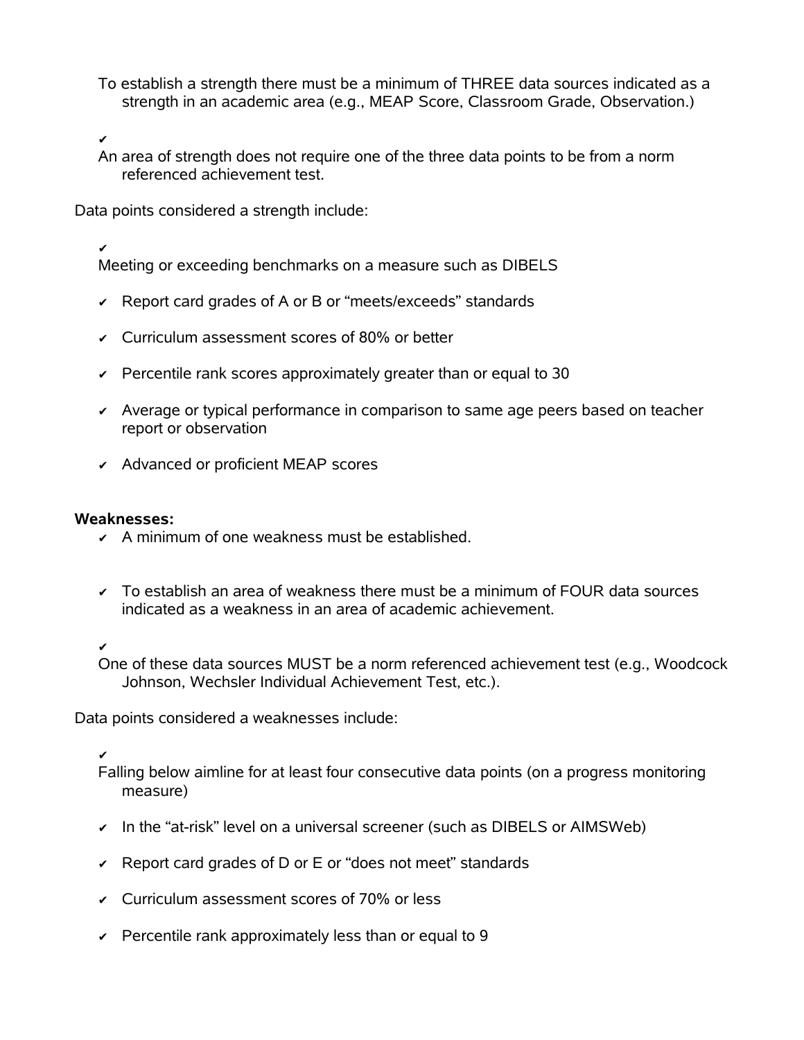- To establish a strength there must be a minimum of THREE data sources indicated as a strength in an academic area (e.g., MEAP Score, Classroom Grade, Observation.)
- An area of strength does not require one of the three data points to be from a norm referenced achievement test.

Data points considered a strength include:

- Meeting or exceeding benchmarks on a measure such as DIBELS
- Report card grades of A or B or "meets/exceeds" standards
- Curriculum assessment scores of 80% or better
- Percentile rank scores approximately greater than or equal to 30
- Average or typical performance in comparison to same age peers based on teacher report or observation
- Advanced or proficient MEAP scores

**Weaknesses:**

- A minimum of one weakness must be established.
- To establish an area of weakness there must be a minimum of FOUR data sources indicated as a weakness in an area of academic achievement.
- One of these data sources MUST be a norm referenced achievement test (e.g., Woodcock Johnson, Wechsler Individual Achievement Test, etc.).

Data points considered a weaknesses include:

- Falling below aimline for at least four consecutive data points (on a progress monitoring measure)
- In the "at-risk" level on a universal screener (such as DIBELS or AIMSWeb)
- Report card grades of D or E or "does not meet" standards
- Curriculum assessment scores of 70% or less
- Percentile rank approximately less than or equal to 9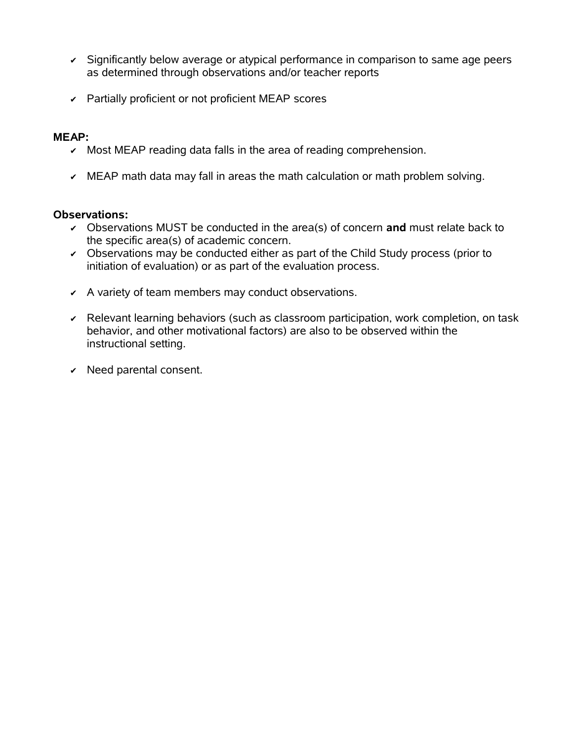- ✔ Significantly below average or atypical performance in comparison to same age peers as determined through observations and/or teacher reports

- ✔ Partially proficient or not proficient MEAP scores

**MEAP:**

- ✔ Most MEAP reading data falls in the area of reading comprehension.

- ✔ MEAP math data may fall in areas the math calculation or math problem solving.

**Observations:**

- ✔ Observations MUST be conducted in the area(s) of concern **and** must relate back to the specific area(s) of academic concern.
- ✔ Observations may be conducted either as part of the Child Study process (prior to initiation of evaluation) or as part of the evaluation process.

- ✔ A variety of team members may conduct observations.

- ✔ Relevant learning behaviors (such as classroom participation, work completion, on task behavior, and other motivational factors) are also to be observed within the instructional setting.

- ✔ Need parental consent.